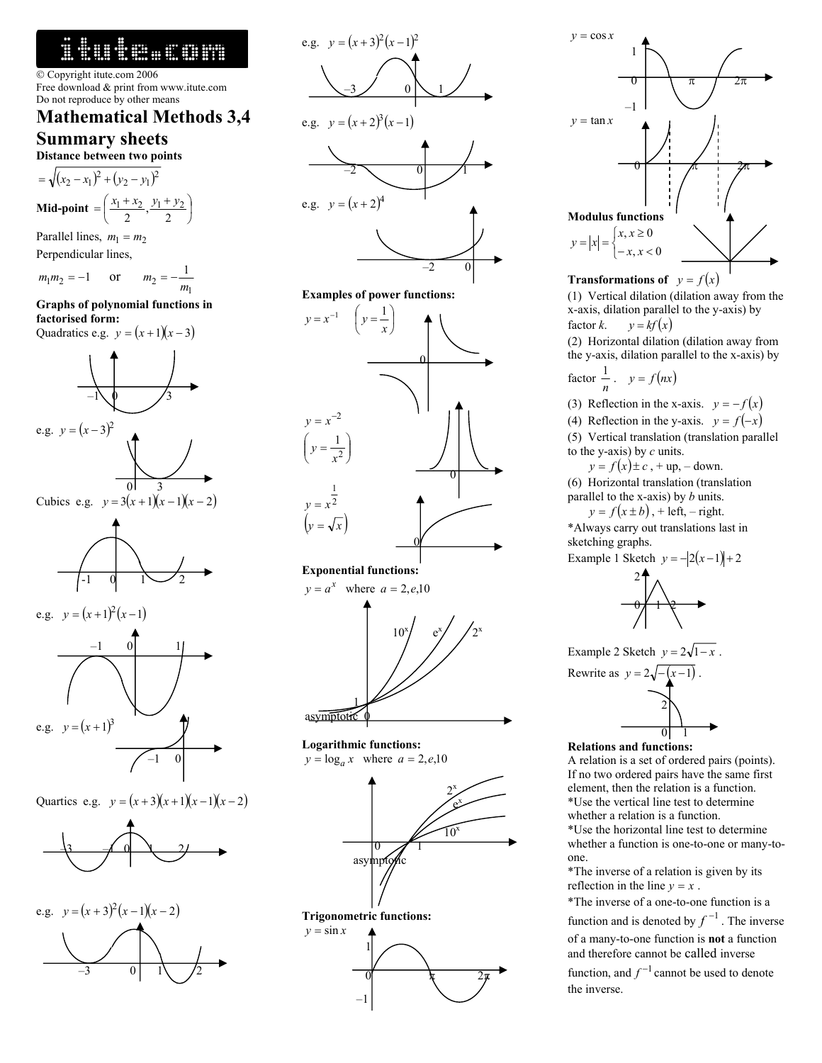© Copyright itute.com 2006
Free download & print from www.itute.com
Do not reproduce by other means

# Mathematical Methods 3,4 Summary sheets

**Distance between two points**

$= \sqrt{(x_2 - x_1)^2 + (y_2 - y_1)^2}$

**Mid-point** $= \left( \frac{x_1 + x_2}{2}, \frac{y_1 + y_2}{2} \right)$

Parallel lines, $m_1 = m_2$

Perpendicular lines,

$m_1 m_2 = -1$ or $m_2 = -\frac{1}{m_1}$

**Graphs of polynomial functions in factorised form:**

Quadratics e.g. $y = (x+1)(x-3)$

e.g. $y = (x-3)^2$

Cubics e.g. $y = 3(x+1)(x-1)(x-2)$

e.g. $y = (x+1)^2(x-1)$

e.g. $y = (x+1)^3$

Quartics e.g. $y = (x+3)(x+1)(x-1)(x-2)$

e.g. $y = (x+3)^2(x-1)(x-2)$

e.g. $y = (x+3)^2(x-1)^2$

e.g. $y = (x+2)^3(x-1)$

e.g. $y = (x+2)^4$

**Examples of power functions:**

$y = x^{-1}$ $\left( y = \frac{1}{x} \right)$

$y = x^{-2}$ $\left( y = \frac{1}{x^2} \right)$

$y = x^{\frac{1}{2}}$ $\left( y = \sqrt{x} \right)$

**Exponential functions:**

$y = a^x$ where $a = 2, e, 10$

**Logarithmic functions:**

$y = \log_a x$ where $a = 2, e, 10$

**Trigonometric functions:**

$y = \sin x$

$y = \cos x$

$y = \tan x$

**Modulus functions**

$y = |x| = \begin{cases} x, x \geq 0 \\ -x, x < 0 \end{cases}$

**Transformations of** $y = f(x)$

(1) Vertical dilation (dilation away from the x-axis, dilation parallel to the y-axis) by factor $k$. $y = kf(x)$

(2) Horizontal dilation (dilation away from the y-axis, dilation parallel to the x-axis) by factor $\frac{1}{n}$. $y = f(nx)$

(3) Reflection in the x-axis. $y = -f(x)$

(4) Reflection in the y-axis. $y = f(-x)$

(5) Vertical translation (translation parallel to the y-axis) by $c$ units.
$y = f(x) \pm c$, + up, – down.

(6) Horizontal translation (translation parallel to the x-axis) by $b$ units.
$y = f(x \pm b)$, + left, – right.

*Always carry out translations last in sketching graphs.

Example 1 Sketch $y = -|2(x-1)| + 2$

Example 2 Sketch $y = 2\sqrt{1-x}$.

Rewrite as $y = 2\sqrt{-(x-1)}$.

**Relations and functions:**

A relation is a set of ordered pairs (points). If no two ordered pairs have the same first element, then the relation is a function.

*Use the vertical line test to determine whether a relation is a function.

*Use the horizontal line test to determine whether a function is one-to-one or many-to-one.

*The inverse of a relation is given by its reflection in the line $y = x$.

*The inverse of a one-to-one function is a function and is denoted by $f^{-1}$. The inverse of a many-to-one function is **not** a function and therefore cannot be called inverse function, and $f^{-1}$ cannot be used to denote the inverse.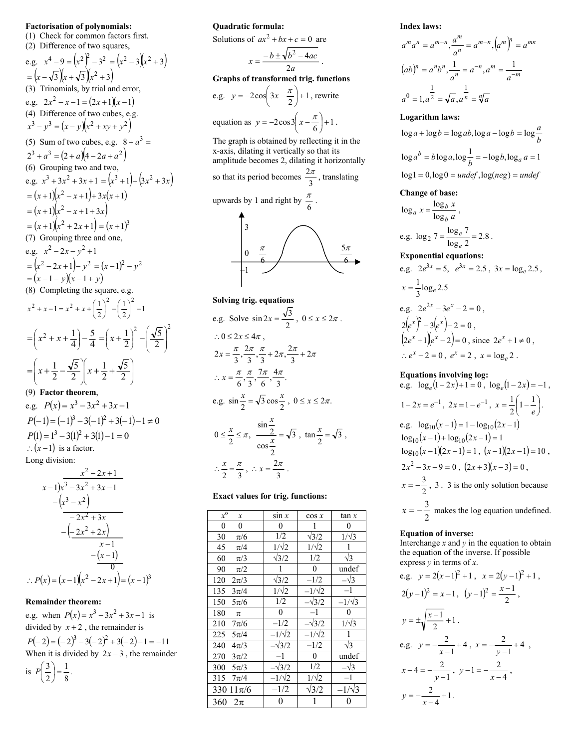**Factorisation of polynomials:**

(1) Check for common factors first.

(2) Difference of two squares,

e.g. $x^4 - 9 = (x^2)^2 - 3^2 = (x^2 - 3)(x^2 + 3)$
$= (x - \sqrt{3})(x + \sqrt{3})(x^2 + 3)$

(3) Trinomials, by trial and error,

e.g. $2x^2 - x - 1 = (2x + 1)(x - 1)$

(4) Difference of two cubes, e.g.
$x^3 - y^3 = (x - y)(x^2 + xy + y^2)$

(5) Sum of two cubes, e.g. $8 + a^3 =$
$2^3 + a^3 = (2 + a)(4 - 2a + a^2)$

(6) Grouping two and two,

e.g. $x^3 + 3x^2 + 3x + 1 = (x^3 + 1) + (3x^2 + 3x)$
$= (x+1)(x^2 - x + 1) + 3x(x+1)$
$= (x+1)(x^2 - x + 1 + 3x)$
$= (x+1)(x^2 + 2x + 1) = (x+1)^3$

(7) Grouping three and one,

e.g. $x^2 - 2x - y^2 + 1$
$= (x^2 - 2x + 1) - y^2 = (x-1)^2 - y^2$
$= (x - 1 - y)(x - 1 + y)$

(8) Completing the square, e.g.

$$x^2 + x - 1 = x^2 + x + \left(\frac{1}{2}\right)^2 - \left(\frac{1}{2}\right)^2 - 1$$

$$= \left(x^2 + x + \frac{1}{4}\right) - \frac{5}{4} = \left(x + \frac{1}{2}\right)^2 - \left(\frac{\sqrt{5}}{2}\right)^2$$

$$= \left(x + \frac{1}{2} - \frac{\sqrt{5}}{2}\right)\left(x + \frac{1}{2} + \frac{\sqrt{5}}{2}\right)$$

(9) **Factor theorem**,

e.g. $P(x) = x^3 - 3x^2 + 3x - 1$

$P(-1) = (-1)^3 - 3(-1)^2 + 3(-1) - 1 \neq 0$

$P(1) = 1^3 - 3(1)^2 + 3(1) - 1 = 0$

$\therefore (x-1)$ is a factor.

Long division:

$$\begin{array}{r} x^2 - 2x + 1 \\ x - 1 \overline{)\, x^3 - 3x^2 + 3x - 1} \\ -(x^3 - x^2) \\ \hline -2x^2 + 3x \\ -(-2x^2 + 2x) \\ \hline x - 1 \\ -(x - 1) \\ \hline 0 \end{array}$$

$\therefore P(x) = (x-1)(x^2 - 2x + 1) = (x-1)^3$

**Remainder theorem:**

e.g. when $P(x) = x^3 - 3x^2 + 3x - 1$ is divided by $x + 2$, the remainder is
$P(-2) = (-2)^3 - 3(-2)^2 + 3(-2) - 1 = -11$

When it is divided by $2x - 3$, the remainder is $P\left(\frac{3}{2}\right) = \frac{1}{8}$.

**Quadratic formula:**

Solutions of $ax^2 + bx + c = 0$ are

$$x = \frac{-b \pm \sqrt{b^2 - 4ac}}{2a}.$$

**Graphs of transformed trig. functions**

e.g. $y = -2\cos\left(3x - \frac{\pi}{2}\right) + 1$, rewrite equation as $y = -2\cos 3\left(x - \frac{\pi}{6}\right) + 1$.

The graph is obtained by reflecting it in the x-axis, dilating it vertically so that its amplitude becomes 2, dilating it horizontally so that its period becomes $\frac{2\pi}{3}$, translating upwards by 1 and right by $\frac{\pi}{6}$.

**Solving trig. equations**

e.g. Solve $\sin 2x = \frac{\sqrt{3}}{2}$, $0 \le x \le 2\pi$.

$\therefore 0 \le 2x \le 4\pi$,

$2x = \frac{\pi}{3}, \frac{2\pi}{3}, \frac{\pi}{3} + 2\pi, \frac{2\pi}{3} + 2\pi$

$\therefore x = \frac{\pi}{6}, \frac{\pi}{3}, \frac{7\pi}{6}, \frac{4\pi}{3}$.

e.g. $\sin\frac{x}{2} = \sqrt{3}\cos\frac{x}{2}$, $0 \le x \le 2\pi$.

$0 \le \frac{x}{2} \le \pi$, $\frac{\sin\frac{x}{2}}{\cos\frac{x}{2}} = \sqrt{3}$, $\tan\frac{x}{2} = \sqrt{3}$,

$\therefore \frac{x}{2} = \frac{\pi}{3}$, $\therefore x = \frac{2\pi}{3}$.

**Exact values for trig. functions:**

| $x^\circ$ | $x$ | $\sin x$ | $\cos x$ | $\tan x$ |
|---|---|---|---|---|
| 0 | 0 | 0 | 1 | 0 |
| 30 | $\pi/6$ | $1/2$ | $\sqrt{3}/2$ | $1/\sqrt{3}$ |
| 45 | $\pi/4$ | $1/\sqrt{2}$ | $1/\sqrt{2}$ | 1 |
| 60 | $\pi/3$ | $\sqrt{3}/2$ | $1/2$ | $\sqrt{3}$ |
| 90 | $\pi/2$ | 1 | 0 | undef |
| 120 | $2\pi/3$ | $\sqrt{3}/2$ | $-1/2$ | $-\sqrt{3}$ |
| 135 | $3\pi/4$ | $1/\sqrt{2}$ | $-1/\sqrt{2}$ | $-1$ |
| 150 | $5\pi/6$ | $1/2$ | $-\sqrt{3}/2$ | $-1/\sqrt{3}$ |
| 180 | $\pi$ | 0 | $-1$ | 0 |
| 210 | $7\pi/6$ | $-1/2$ | $-\sqrt{3}/2$ | $1/\sqrt{3}$ |
| 225 | $5\pi/4$ | $-1/\sqrt{2}$ | $-1/\sqrt{2}$ | 1 |
| 240 | $4\pi/3$ | $-\sqrt{3}/2$ | $-1/2$ | $\sqrt{3}$ |
| 270 | $3\pi/2$ | $-1$ | 0 | undef |
| 300 | $5\pi/3$ | $-\sqrt{3}/2$ | $1/2$ | $-\sqrt{3}$ |
| 315 | $7\pi/4$ | $-1/\sqrt{2}$ | $1/\sqrt{2}$ | $-1$ |
| 330 | $11\pi/6$ | $-1/2$ | $\sqrt{3}/2$ | $-1/\sqrt{3}$ |
| 360 | $2\pi$ | 0 | 1 | 0 |

**Index laws:**

$a^m a^n = a^{m+n}, \frac{a^m}{a^n} = a^{m-n}, (a^m)^n = a^{mn}$

$(ab)^n = a^n b^n, \frac{1}{a^n} = a^{-n}, a^m = \frac{1}{a^{-m}}$

$a^0 = 1, a^{\frac{1}{2}} = \sqrt{a}, a^{\frac{1}{n}} = \sqrt[n]{a}$

**Logarithm laws:**

$\log a + \log b = \log ab, \log a - \log b = \log\frac{a}{b}$

$\log a^b = b\log a, \log\frac{1}{b} = -\log b, \log_a a = 1$

$\log 1 = 0, \log 0 = undef, \log(neg) = undef$

**Change of base:**

$\log_a x = \frac{\log_b x}{\log_b a}$,

e.g. $\log_2 7 = \frac{\log_e 7}{\log_e 2} = 2.8$.

**Exponential equations:**

e.g. $2e^{3x} = 5$, $e^{3x} = 2.5$, $3x = \log_e 2.5$,
$x = \frac{1}{3}\log_e 2.5$

e.g. $2e^{2x} - 3e^x - 2 = 0$,
$2(e^x)^2 - 3(e^x) - 2 = 0$,
$(2e^x + 1)(e^x - 2) = 0$, since $2e^x + 1 \neq 0$,
$\therefore e^x - 2 = 0$, $e^x = 2$, $x = \log_e 2$.

**Equations involving log:**

e.g. $\log_e(1 - 2x) + 1 = 0$, $\log_e(1 - 2x) = -1$,
$1 - 2x = e^{-1}$, $2x = 1 - e^{-1}$, $x = \frac{1}{2}\left(1 - \frac{1}{e}\right)$.

e.g. $\log_{10}(x-1) = 1 - \log_{10}(2x-1)$
$\log_{10}(x-1) + \log_{10}(2x-1) = 1$
$\log_{10}(x-1)(2x-1) = 1$, $(x-1)(2x-1) = 10$,
$2x^2 - 3x - 9 = 0$, $(2x+3)(x-3) = 0$,
$x = -\frac{3}{2}$, 3. 3 is the only solution because $x = -\frac{3}{2}$ makes the log equation undefined.

**Equation of inverse:**

Interchange $x$ and $y$ in the equation to obtain the equation of the inverse. If possible express $y$ in terms of $x$.

e.g. $y = 2(x-1)^2 + 1$, $x = 2(y-1)^2 + 1$,
$2(y-1)^2 = x - 1$, $(y-1)^2 = \frac{x-1}{2}$,
$y = \pm\sqrt{\frac{x-1}{2}} + 1$.

e.g. $y = -\frac{2}{x-1} + 4$, $x = -\frac{2}{y-1} + 4$,
$x - 4 = -\frac{2}{y-1}$, $y - 1 = -\frac{2}{x-4}$,
$y = -\frac{2}{x-4} + 1$.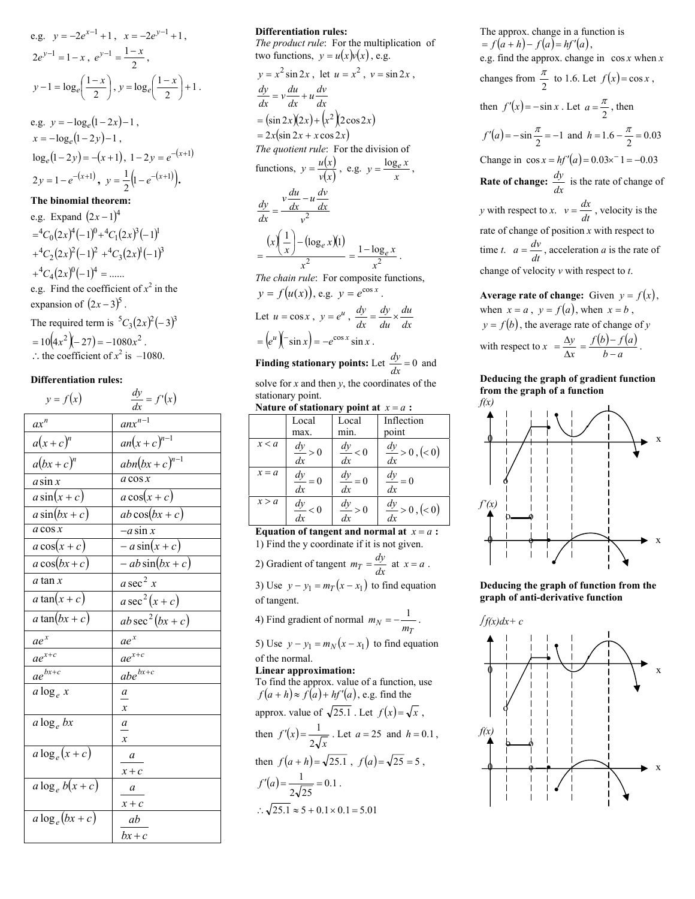e.g. $y = -2e^{x-1} + 1$, $x = -2e^{y-1} + 1$,

$2e^{y-1} = 1 - x$, $e^{y-1} = \frac{1-x}{2}$,

$y - 1 = \log_e\left(\frac{1-x}{2}\right)$, $y = \log_e\left(\frac{1-x}{2}\right) + 1$.

e.g. $y = -\log_e(1-2x) - 1$,

$x = -\log_e(1-2y) - 1$,

$\log_e(1-2y) = -(x+1)$, $1 - 2y = e^{-(x+1)}$

$2y = 1 - e^{-(x+1)}$, $y = \frac{1}{2}\left(1 - e^{-(x+1)}\right)$.

**The binomial theorem:**

e.g. Expand $(2x-1)^4$

$= {}^4C_0(2x)^4(-1)^0 + {}^4C_1(2x)^3(-1)^1$

$+ {}^4C_2(2x)^2(-1)^2 + {}^4C_3(2x)^1(-1)^3$

$+ {}^4C_4(2x)^0(-1)^4 = ......$

e.g. Find the coefficient of $x^2$ in the expansion of $(2x-3)^5$.

The required term is ${}^5C_3(2x)^2(-3)^3$

$= 10(4x^2)(-27) = -1080x^2$.

$\therefore$ the coefficient of $x^2$ is $-1080$.

**Differentiation rules:**

| $y = f(x)$ | $\frac{dy}{dx} = f'(x)$ |
|---|---|
| $ax^n$ | $anx^{n-1}$ |
| $a(x+c)^n$ | $an(x+c)^{n-1}$ |
| $a(bx+c)^n$ | $abn(bx+c)^{n-1}$ |
| $a\sin x$ | $a\cos x$ |
| $a\sin(x+c)$ | $a\cos(x+c)$ |
| $a\sin(bx+c)$ | $ab\cos(bx+c)$ |
| $a\cos x$ | $-a\sin x$ |
| $a\cos(x+c)$ | $-a\sin(x+c)$ |
| $a\cos(bx+c)$ | $-ab\sin(bx+c)$ |
| $a\tan x$ | $a\sec^2 x$ |
| $a\tan(x+c)$ | $a\sec^2(x+c)$ |
| $a\tan(bx+c)$ | $ab\sec^2(bx+c)$ |
| $ae^x$ | $ae^x$ |
| $ae^{x+c}$ | $ae^{x+c}$ |
| $ae^{bx+c}$ | $abe^{bx+c}$ |
| $a\log_e x$ | $\frac{a}{x}$ |
| $a\log_e bx$ | $\frac{a}{x}$ |
| $a\log_e(x+c)$ | $\frac{a}{x+c}$ |
| $a\log_e b(x+c)$ | $\frac{a}{x+c}$ |
| $a\log_e(bx+c)$ | $\frac{ab}{bx+c}$ |

**Differentiation rules:**

*The product rule*: For the multiplication of two functions, $y = u(x)v(x)$, e.g.

$y = x^2\sin 2x$, let $u = x^2$, $v = \sin 2x$,

$\frac{dy}{dx} = v\frac{du}{dx} + u\frac{dv}{dx}$

$= (\sin 2x)(2x) + (x^2)(2\cos 2x)$

$= 2x(\sin 2x + x\cos 2x)$

*The quotient rule*: For the division of functions, $y = \frac{u(x)}{v(x)}$, e.g. $y = \frac{\log_e x}{x}$,

$\frac{dy}{dx} = \frac{v\frac{du}{dx} - u\frac{dv}{dx}}{v^2}$

$= \frac{(x)\left(\frac{1}{x}\right) - (\log_e x)(1)}{x^2} = \frac{1 - \log_e x}{x^2}$.

*The chain rule*: For composite functions, $y = f(u(x))$, e.g. $y = e^{\cos x}$.

Let $u = \cos x$, $y = e^u$, $\frac{dy}{dx} = \frac{dy}{du} \times \frac{du}{dx}$

$= (e^u)(-\sin x) = -e^{\cos x}\sin x$.

**Finding stationary points:** Let $\frac{dy}{dx} = 0$ and solve for $x$ and then $y$, the coordinates of the stationary point.

**Nature of stationary point at $x = a$ :**

| | Local max. | Local min. | Inflection point |
|---|---|---|---|
| $x < a$ | $\frac{dy}{dx} > 0$ | $\frac{dy}{dx} < 0$ | $\frac{dy}{dx} > 0$, $(< 0)$ |
| $x = a$ | $\frac{dy}{dx} = 0$ | $\frac{dy}{dx} = 0$ | $\frac{dy}{dx} = 0$ |
| $x > a$ | $\frac{dy}{dx} < 0$ | $\frac{dy}{dx} > 0$ | $\frac{dy}{dx} > 0$, $(< 0)$ |

**Equation of tangent and normal at $x = a$ :**

1) Find the y coordinate if it is not given.

2) Gradient of tangent $m_T = \frac{dy}{dx}$ at $x = a$.

3) Use $y - y_1 = m_T(x - x_1)$ to find equation of tangent.

4) Find gradient of normal $m_N = -\frac{1}{m_T}$.

5) Use $y - y_1 = m_N(x - x_1)$ to find equation of the normal.

**Linear approximation:**

To find the approx. value of a function, use $f(a+h) \approx f(a) + hf'(a)$, e.g. find the approx. value of $\sqrt{25.1}$. Let $f(x) = \sqrt{x}$,

then $f'(x) = \frac{1}{2\sqrt{x}}$. Let $a = 25$ and $h = 0.1$,

then $f(a+h) = \sqrt{25.1}$, $f(a) = \sqrt{25} = 5$,

$f'(a) = \frac{1}{2\sqrt{25}} = 0.1$.

$\therefore \sqrt{25.1} \approx 5 + 0.1 \times 0.1 = 5.01$

The approx. change in a function is $= f(a+h) - f(a) = hf'(a)$,

e.g. find the approx. change in $\cos x$ when $x$ changes from $\frac{\pi}{2}$ to 1.6. Let $f(x) = \cos x$,

then $f'(x) = -\sin x$. Let $a = \frac{\pi}{2}$, then

$f'(a) = -\sin\frac{\pi}{2} = -1$ and $h = 1.6 - \frac{\pi}{2} = 0.03$

Change in $\cos x = hf'(a) = 0.03 \times^{-} 1 = -0.03$

**Rate of change:** $\frac{dy}{dx}$ is the rate of change of $y$ with respect to $x$. $v = \frac{dx}{dt}$, velocity is the rate of change of position $x$ with respect to time $t$. $a = \frac{dv}{dt}$, acceleration $a$ is the rate of change of velocity $v$ with respect to $t$.

**Average rate of change:** Given $y = f(x)$, when $x = a$, $y = f(a)$, when $x = b$, $y = f(b)$, the average rate of change of $y$ with respect to $x$ $= \frac{\Delta y}{\Delta x} = \frac{f(b) - f(a)}{b - a}$.

**Deducing the graph of gradient function from the graph of a function**

$f(x)$

x

$f'(x)$

x

**Deducing the graph of function from the graph of anti-derivative function**

$\int f(x)dx + c$

x

$f(x)$

x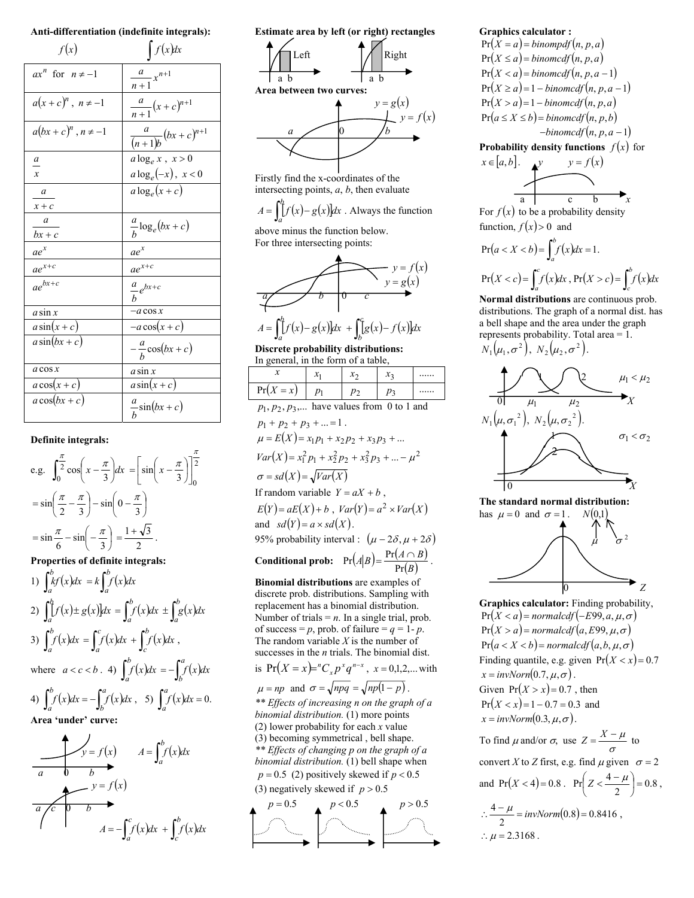## Anti-differentiation (indefinite integrals):

| $f(x)$ | $\int f(x)dx$ |
|---|---|
| $ax^n$ for $n \neq -1$ | $\frac{a}{n+1}x^{n+1}$ |
| $a(x+c)^n$, $n \neq -1$ | $\frac{a}{n+1}(x+c)^{n+1}$ |
| $a(bx+c)^n$, $n \neq -1$ | $\frac{a}{(n+1)b}(bx+c)^{n+1}$ |
| $\frac{a}{x}$ | $a\log_e x$, $x>0$ <br> $a\log_e(-x)$, $x<0$ |
| $\frac{a}{x+c}$ | $a\log_e(x+c)$ |
| $\frac{a}{bx+c}$ | $\frac{a}{b}\log_e(bx+c)$ |
| $ae^x$ | $ae^x$ |
| $ae^{x+c}$ | $ae^{x+c}$ |
| $ae^{bx+c}$ | $\frac{a}{b}e^{bx+c}$ |
| $a\sin x$ | $-a\cos x$ |
| $a\sin(x+c)$ | $-a\cos(x+c)$ |
| $a\sin(bx+c)$ | $-\frac{a}{b}\cos(bx+c)$ |
| $a\cos x$ | $a\sin x$ |
| $a\cos(x+c)$ | $a\sin(x+c)$ |
| $a\cos(bx+c)$ | $\frac{a}{b}\sin(bx+c)$ |

**Definite integrals:**

e.g. $\int_0^{\frac{\pi}{2}} \cos\left(x-\frac{\pi}{3}\right)dx = \left[\sin\left(x-\frac{\pi}{3}\right)\right]_0^{\frac{\pi}{2}}$

$= \sin\left(\frac{\pi}{2}-\frac{\pi}{3}\right) - \sin\left(0-\frac{\pi}{3}\right)$

$= \sin\frac{\pi}{6} - \sin\left(-\frac{\pi}{3}\right) = \frac{1+\sqrt{3}}{2}$.

**Properties of definite integrals:**

1) $\int_a^b kf(x)dx = k\int_a^b f(x)dx$

2) $\int_a^b [f(x) \pm g(x)]dx = \int_a^b f(x)dx \pm \int_a^b g(x)dx$

3) $\int_a^b f(x)dx = \int_a^c f(x)dx + \int_c^b f(x)dx$,

where $a < c < b$. 4) $\int_a^b f(x)dx = -\int_b^a f(x)dx$

4) $\int_a^b f(x)dx = -\int_b^a f(x)dx$, 5) $\int_a^a f(x)dx = 0$.

**Area 'under' curve:**

$y = f(x)$ $A = \int_a^b f(x)dx$

a 0 b

$y = f(x)$

a c 0 b

$A = -\int_a^c f(x)dx + \int_c^b f(x)dx$

**Estimate area by left (or right) rectangles**

Left Right

a b a b

**Area between two curves:**

$y = g(x)$ $y = f(x)$

a 0 b

Firstly find the x-coordinates of the intersecting points, *a*, *b*, then evaluate $A = \int_a^b [f(x) - g(x)]dx$. Always the function above minus the function below.

For three intersecting points:

$y = f(x)$ $y = g(x)$

a b 0 c

$A = \int_a^b [f(x) - g(x)]dx + \int_b^c [g(x) - f(x)]dx$

**Discrete probability distributions:**

In general, in the form of a table,

| $x$ | $x_1$ | $x_2$ | $x_3$ | ...... |
|---|---|---|---|---|
| $\Pr(X = x)$ | $p_1$ | $p_2$ | $p_3$ | ...... |

$p_1, p_2, p_3, ...$ have values from 0 to 1 and

$p_1 + p_2 + p_3 + ... = 1$.

$\mu = E(X) = x_1p_1 + x_2p_2 + x_3p_3 + ...$

$Var(X) = x_1^2p_1 + x_2^2p_2 + x_3^2p_3 + ... - \mu^2$

$\sigma = sd(X) = \sqrt{Var(X)}$

If random variable $Y = aX + b$,

$E(Y) = aE(X) + b$, $Var(Y) = a^2 \times Var(X)$

and $sd(Y) = a \times sd(X)$.

95% probability interval : $(\mu - 2\delta, \mu + 2\delta)$

**Conditional prob:** $\Pr(A|B) = \frac{\Pr(A \cap B)}{\Pr(B)}$.

**Binomial distributions** are examples of discrete prob. distributions. Sampling with replacement has a binomial distribution. Number of trials = *n*. In a single trial, prob. of success = *p*, prob. of failure = *q* = 1- *p*. The random variable *X* is the number of successes in the *n* trials. The binomial dist. is $\Pr(X = x) = {}^nC_x p^x q^{n-x}$, $x = 0,1,2,...$ with $\mu = np$ and $\sigma = \sqrt{npq} = \sqrt{np(1-p)}$.

*\*\* Effects of increasing n on the graph of a binomial distribution.* (1) more points (2) lower probability for each *x* value (3) becoming symmetrical , bell shape.

*\*\* Effects of changing p on the graph of a binomial distribution.* (1) bell shape when $p = 0.5$ (2) positively skewed if $p < 0.5$ (3) negatively skewed if $p > 0.5$

$p = 0.5$ $p < 0.5$ $p > 0.5$

**Graphics calculator :**

$\Pr(X = a) = binompdf(n, p, a)$

$\Pr(X \leq a) = binomcdf(n, p, a)$

$\Pr(X < a) = binomcdf(n, p, a-1)$

$\Pr(X \geq a) = 1 - binomcdf(n, p, a-1)$

$\Pr(X > a) = 1 - binomcdf(n, p, a)$

$\Pr(a \leq X \leq b) = binomcdf(n, p, b) - binomcdf(n, p, a-1)$

**Probability density functions** $f(x)$ for $x \in [a, b]$.

$y = f(x)$

a c b x

For $f(x)$ to be a probability density function, $f(x) > 0$ and

$\Pr(a < X < b) = \int_a^b f(x)dx = 1$.

$\Pr(X < c) = \int_a^c f(x)dx$, $\Pr(X > c) = \int_c^b f(x)dx$

**Normal distributions** are continuous prob. distributions. The graph of a normal dist. has a bell shape and the area under the graph represents probability. Total area = 1.

$N_1(\mu_1, \sigma^2)$, $N_2(\mu_2, \sigma^2)$.

1 2 $\mu_1 < \mu_2$

0 $\mu_1$ $\mu_2$ X

$N_1(\mu, \sigma_1^2)$, $N_2(\mu, \sigma_2^2)$.

$\sigma_1 < \sigma_2$

1 2

0 X

**The standard normal distribution:** has $\mu = 0$ and $\sigma = 1$. $N(0,1)$

$\mu$ $\sigma^2$

0 Z

**Graphics calculator:** Finding probability,

$\Pr(X < a) = normalcdf(-E99, a, \mu, \sigma)$

$\Pr(X > a) = normalcdf(a, E99, \mu, \sigma)$

$\Pr(a < X < b) = normalcdf(a, b, \mu, \sigma)$

Finding quantile, e.g. given $\Pr(X < x) = 0.7$

$x = invNorn(0.7, \mu, \sigma)$.

Given $\Pr(X > x) = 0.7$, then

$\Pr(X < x) = 1 - 0.7 = 0.3$ and

$x = invNorm(0.3, \mu, \sigma)$.

To find $\mu$ and/or $\sigma$, use $Z = \frac{X - \mu}{\sigma}$ to convert *X* to *Z* first, e.g. find $\mu$ given $\sigma = 2$ and $\Pr(X < 4) = 0.8$. $\Pr\left(Z < \frac{4-\mu}{2}\right) = 0.8$,

$\therefore \frac{4-\mu}{2} = invNorm(0.8) = 0.8416$,

$\therefore \mu = 2.3168$.